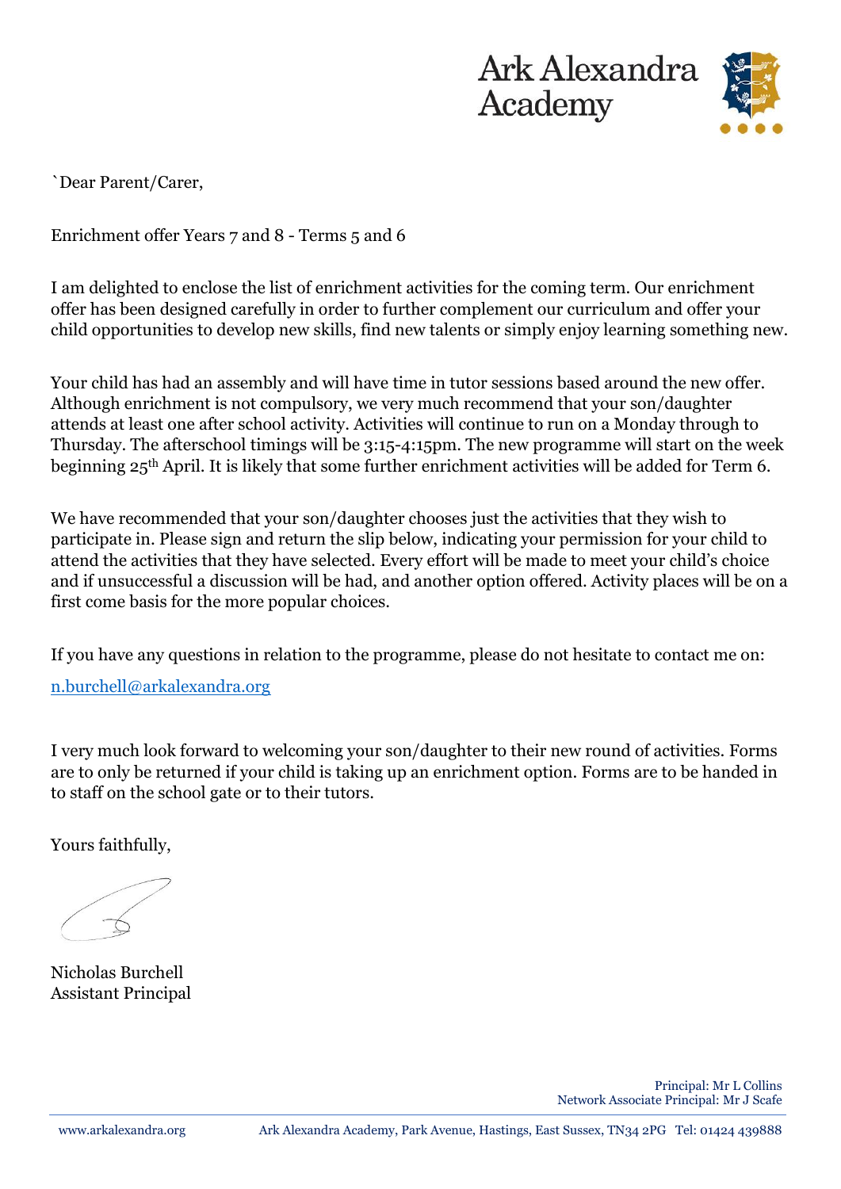Ark Alexandra Academy

`Dear Parent/Carer,

Enrichment offer Years 7 and 8 - Terms 5 and 6

I am delighted to enclose the list of enrichment activities for the coming term. Our enrichment offer has been designed carefully in order to further complement our curriculum and offer your child opportunities to develop new skills, find new talents or simply enjoy learning something new.

Your child has had an assembly and will have time in tutor sessions based around the new offer. Although enrichment is not compulsory, we very much recommend that your son/daughter attends at least one after school activity. Activities will continue to run on a Monday through to Thursday. The afterschool timings will be 3:15-4:15pm. The new programme will start on the week beginning 25th April. It is likely that some further enrichment activities will be added for Term 6.

We have recommended that your son/daughter chooses just the activities that they wish to participate in. Please sign and return the slip below, indicating your permission for your child to attend the activities that they have selected. Every effort will be made to meet your child's choice and if unsuccessful a discussion will be had, and another option offered. Activity places will be on a first come basis for the more popular choices.

If you have any questions in relation to the programme, please do not hesitate to contact me on:

n.burchell@arkalexandra.org

I very much look forward to welcoming your son/daughter to their new round of activities. Forms are to only be returned if your child is taking up an enrichment option. Forms are to be handed in to staff on the school gate or to their tutors.

Yours faithfully,

Nicholas Burchell
Assistant Principal

Principal: Mr L Collins
Network Associate Principal: Mr J Scafe

www.arkalexandra.org Ark Alexandra Academy, Park Avenue, Hastings, East Sussex, TN34 2PG Tel: 01424 439888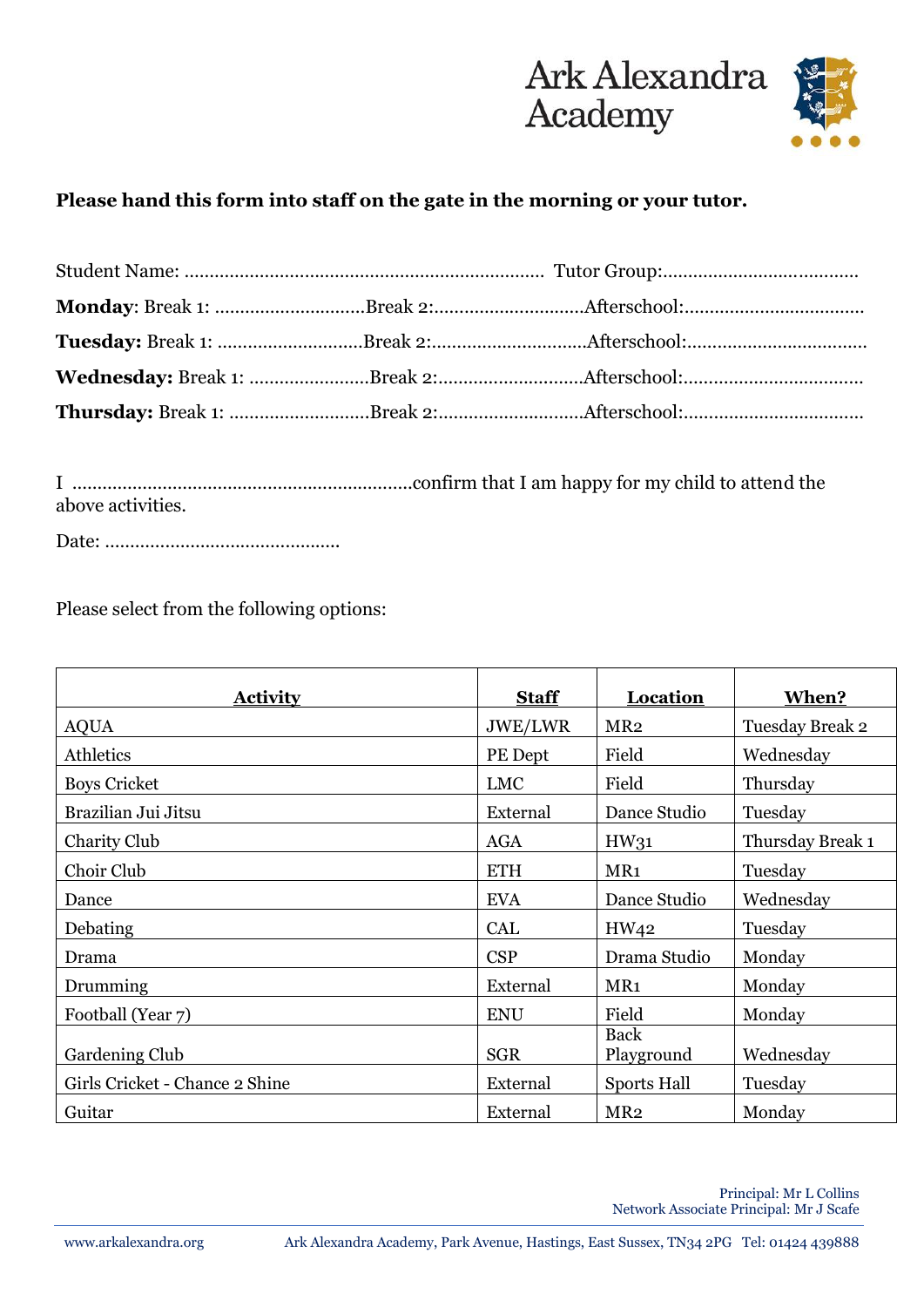Ark Alexandra Academy

**Please hand this form into staff on the gate in the morning or your tutor.**

Student Name: ........................................................................ Tutor Group:.......................................

**Monday**: Break 1: ..............................Break 2:..............................Afterschool:...................................

**Tuesday:** Break 1: .............................Break 2:..............................Afterschool:...................................

**Wednesday:** Break 1: ........................Break 2:.............................Afterschool:...................................

**Thursday:** Break 1: ............................Break 2:.............................Afterschool:...................................

I ...................................................................confirm that I am happy for my child to attend the above activities.

Date: ...............................................

Please select from the following options:

| Activity | Staff | Location | When? |
|---|---|---|---|
| AQUA | JWE/LWR | MR2 | Tuesday Break 2 |
| Athletics | PE Dept | Field | Wednesday |
| Boys Cricket | LMC | Field | Thursday |
| Brazilian Jui Jitsu | External | Dance Studio | Tuesday |
| Charity Club | AGA | HW31 | Thursday Break 1 |
| Choir Club | ETH | MR1 | Tuesday |
| Dance | EVA | Dance Studio | Wednesday |
| Debating | CAL | HW42 | Tuesday |
| Drama | CSP | Drama Studio | Monday |
| Drumming | External | MR1 | Monday |
| Football (Year 7) | ENU | Field | Monday |
| Gardening Club | SGR | Back Playground | Wednesday |
| Girls Cricket - Chance 2 Shine | External | Sports Hall | Tuesday |
| Guitar | External | MR2 | Monday |

Principal: Mr L Collins
Network Associate Principal: Mr J Scafe

www.arkalexandra.org Ark Alexandra Academy, Park Avenue, Hastings, East Sussex, TN34 2PG Tel: 01424 439888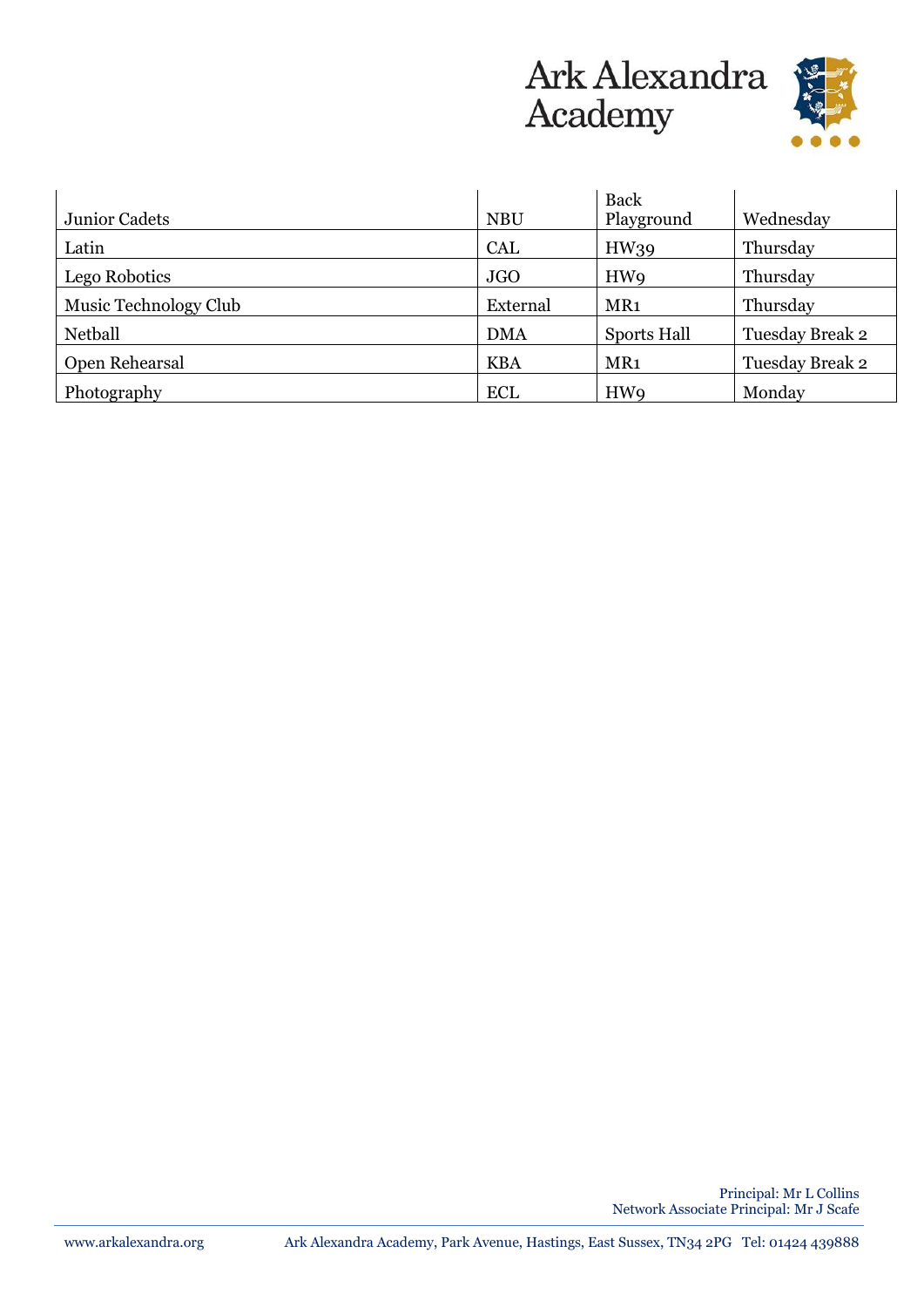| | | | |
|---|---|---|---|
| Junior Cadets | NBU | Back Playground | Wednesday |
| Latin | CAL | HW39 | Thursday |
| Lego Robotics | JGO | HW9 | Thursday |
| Music Technology Club | External | MR1 | Thursday |
| Netball | DMA | Sports Hall | Tuesday Break 2 |
| Open Rehearsal | KBA | MR1 | Tuesday Break 2 |
| Photography | ECL | HW9 | Monday |